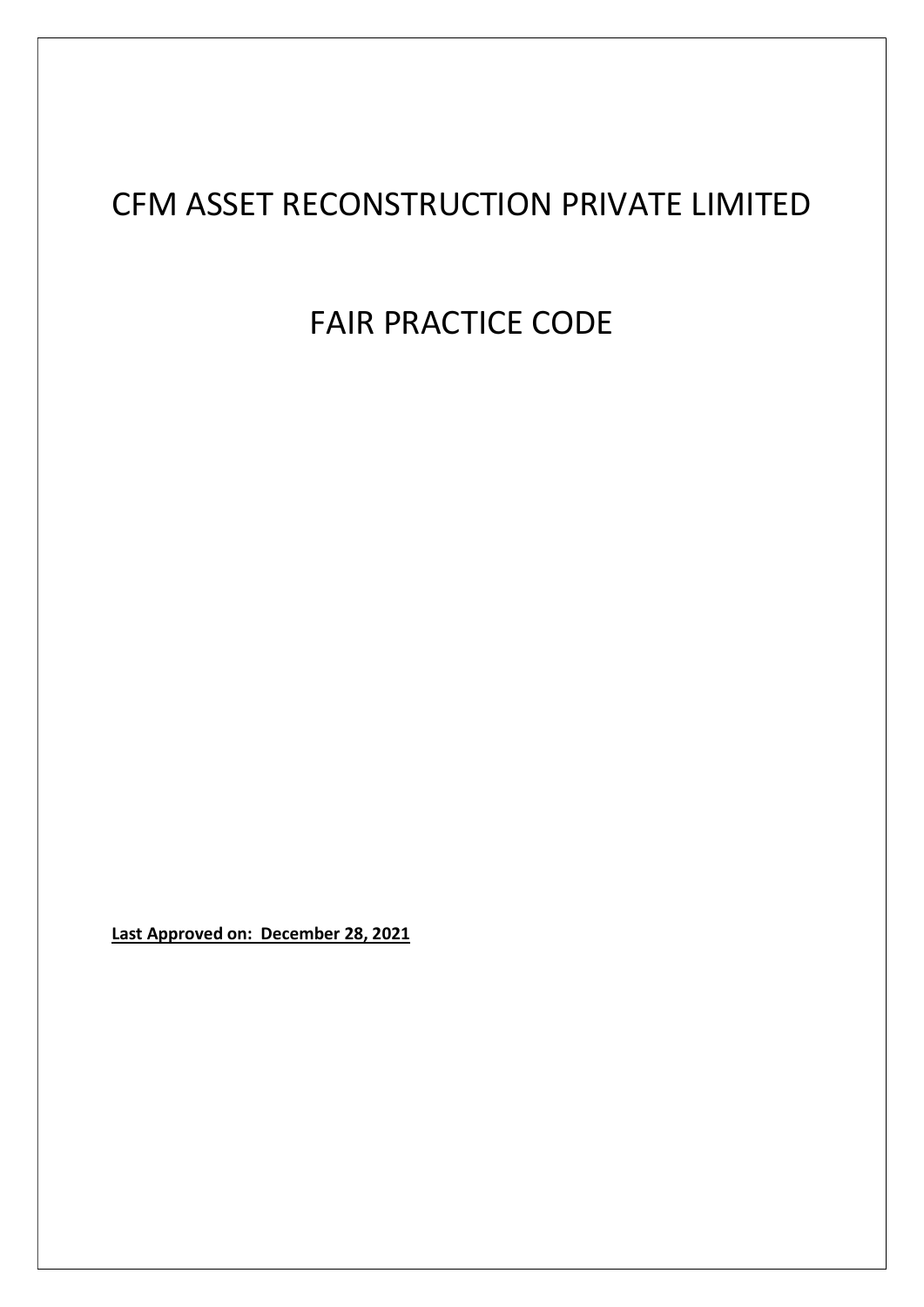# CFM ASSET RECONSTRUCTION PRIVATE LIMITED

# FAIR PRACTICE CODE

**Last Approved on: December 28, 2021**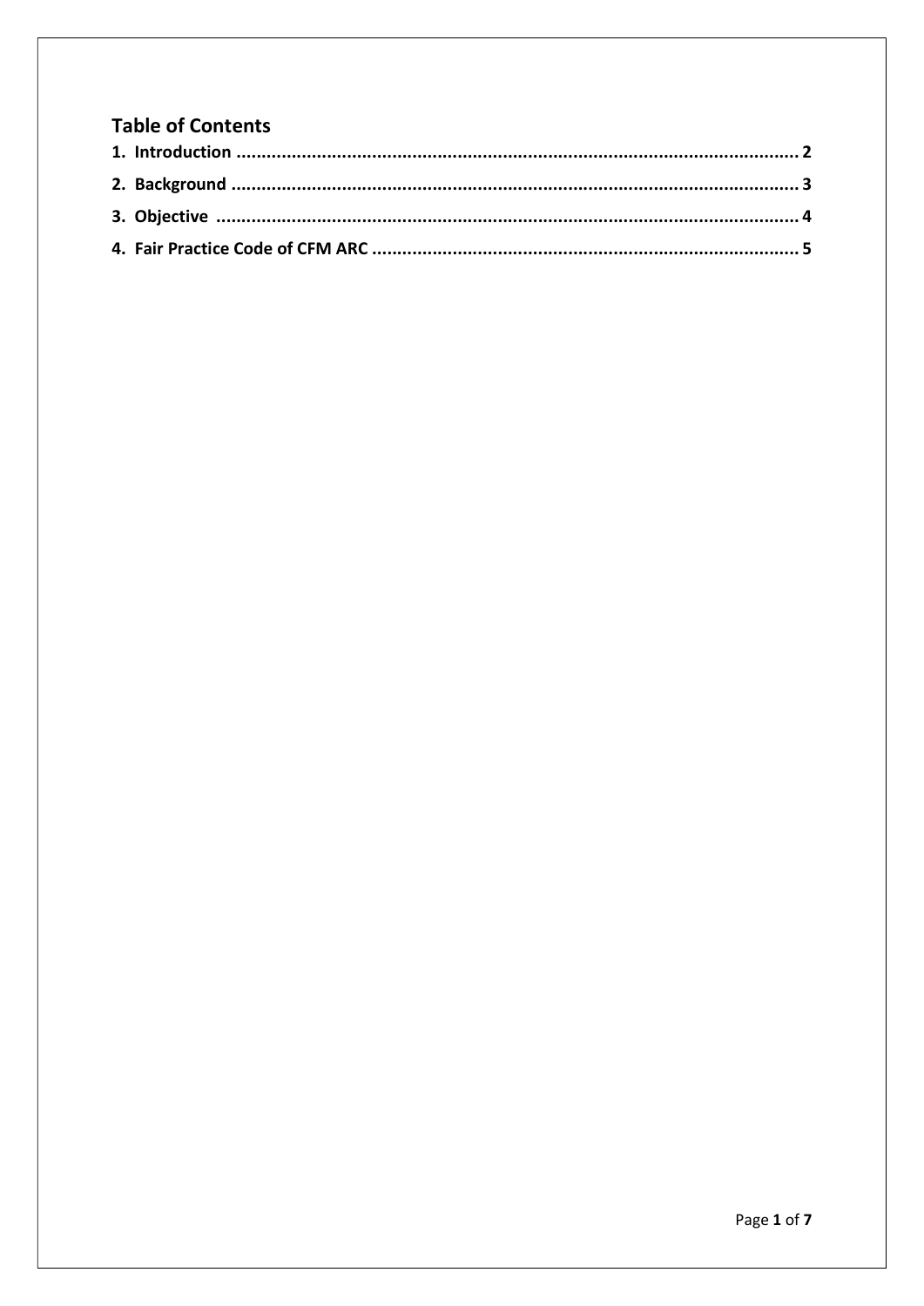## Table of Contents

**1. Introduction ........................................................................................................ 2**

**2. Background ......................................................................................................... 3**

**3. Objective ............................................................................................................. 4**

**4. Fair Practice Code of CFM ARC ............................................................................ 5**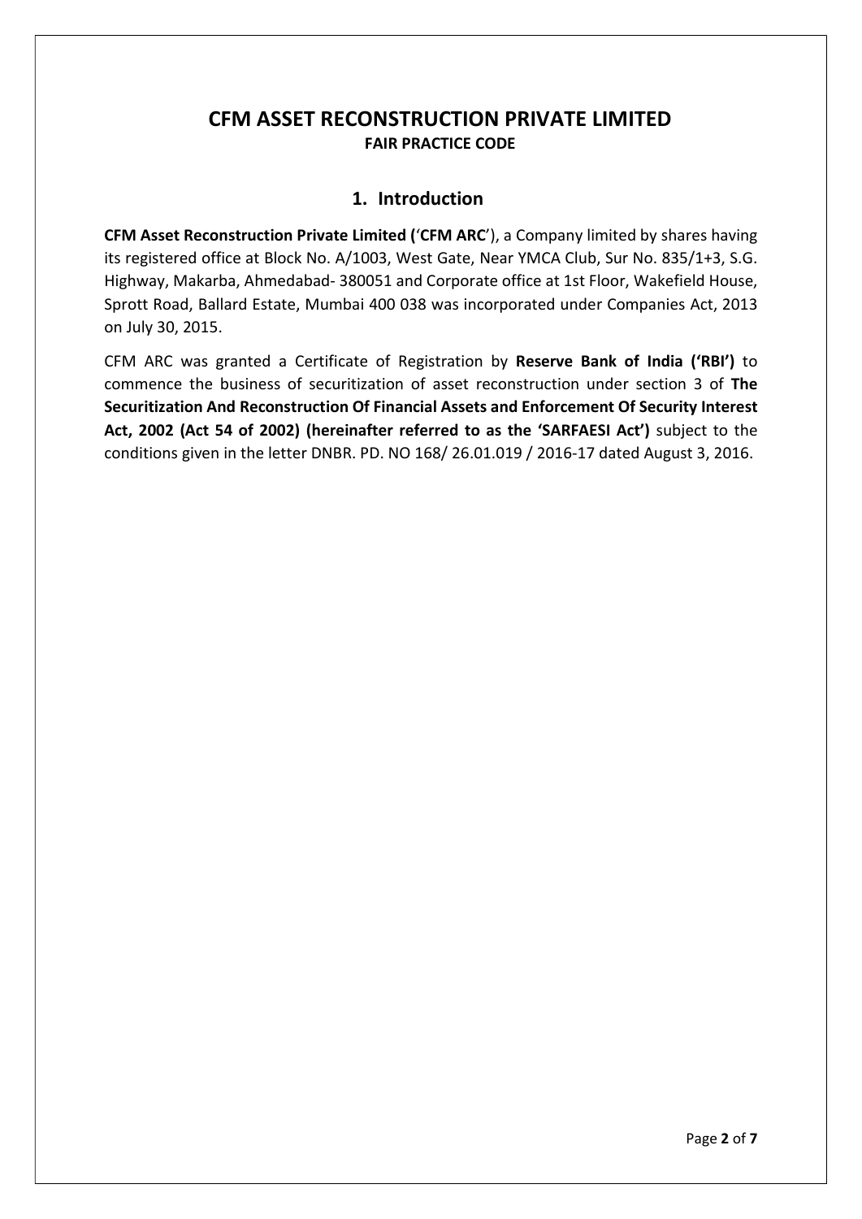# CFM ASSET RECONSTRUCTION PRIVATE LIMITED

**FAIR PRACTICE CODE**

## 1. Introduction

**CFM Asset Reconstruction Private Limited (**'**CFM ARC**'), a Company limited by shares having its registered office at Block No. A/1003, West Gate, Near YMCA Club, Sur No. 835/1+3, S.G. Highway, Makarba, Ahmedabad- 380051 and Corporate office at 1st Floor, Wakefield House, Sprott Road, Ballard Estate, Mumbai 400 038 was incorporated under Companies Act, 2013 on July 30, 2015.

CFM ARC was granted a Certificate of Registration by **Reserve Bank of India ('RBI')** to commence the business of securitization of asset reconstruction under section 3 of **The Securitization And Reconstruction Of Financial Assets and Enforcement Of Security Interest Act, 2002 (Act 54 of 2002) (hereinafter referred to as the 'SARFAESI Act')** subject to the conditions given in the letter DNBR. PD. NO 168/ 26.01.019 / 2016-17 dated August 3, 2016.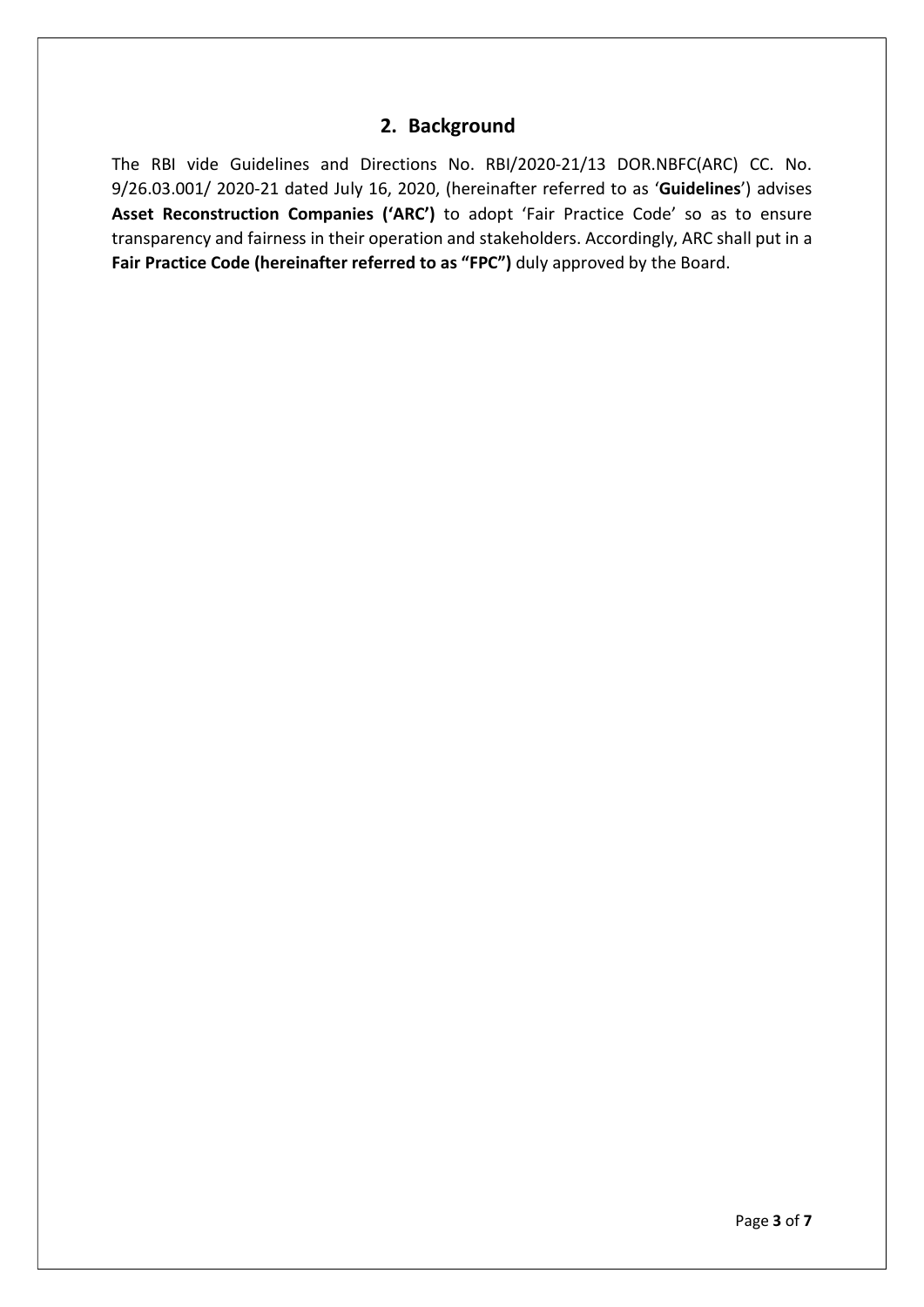## 2. Background

The RBI vide Guidelines and Directions No. RBI/2020-21/13 DOR.NBFC(ARC) CC. No. 9/26.03.001/ 2020-21 dated July 16, 2020, (hereinafter referred to as '**Guidelines**') advises **Asset Reconstruction Companies ('ARC')** to adopt 'Fair Practice Code' so as to ensure transparency and fairness in their operation and stakeholders. Accordingly, ARC shall put in a **Fair Practice Code (hereinafter referred to as "FPC")** duly approved by the Board.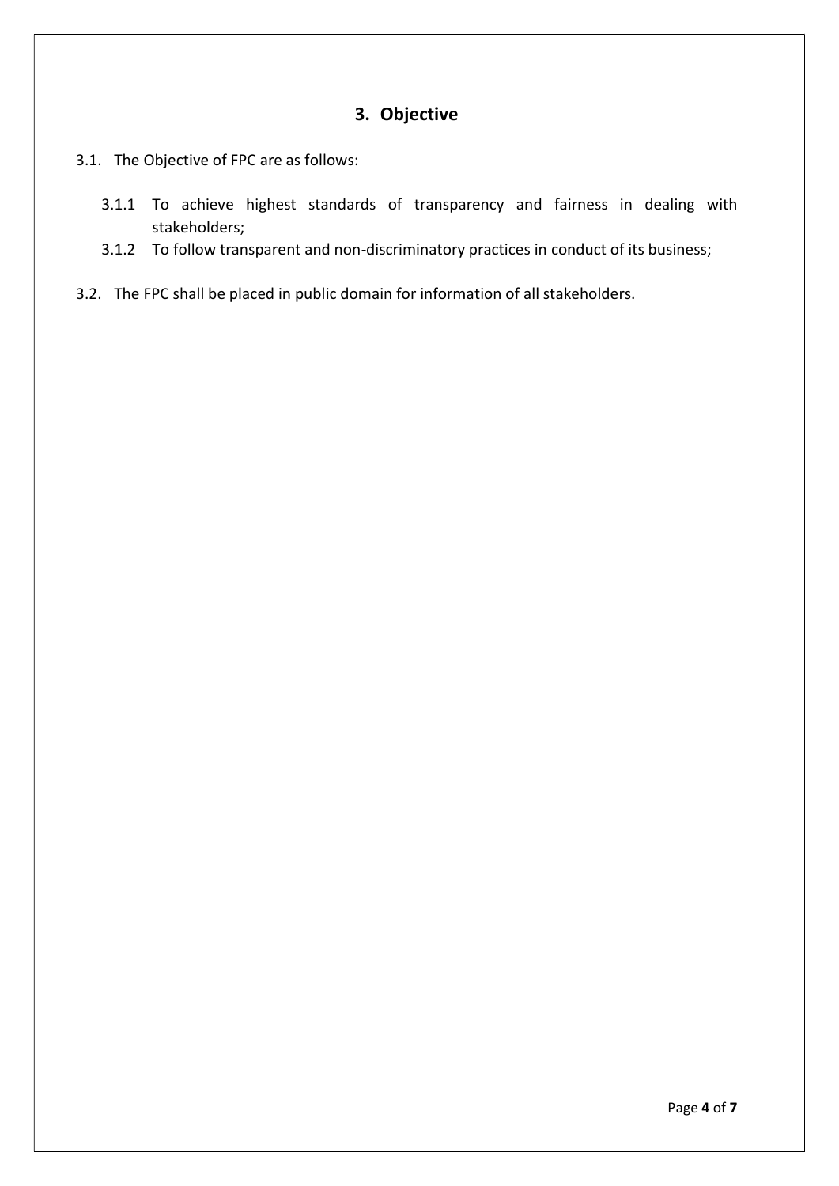## 3. Objective

3.1. The Objective of FPC are as follows:

- 3.1.1 To achieve highest standards of transparency and fairness in dealing with stakeholders;
- 3.1.2 To follow transparent and non-discriminatory practices in conduct of its business;

3.2. The FPC shall be placed in public domain for information of all stakeholders.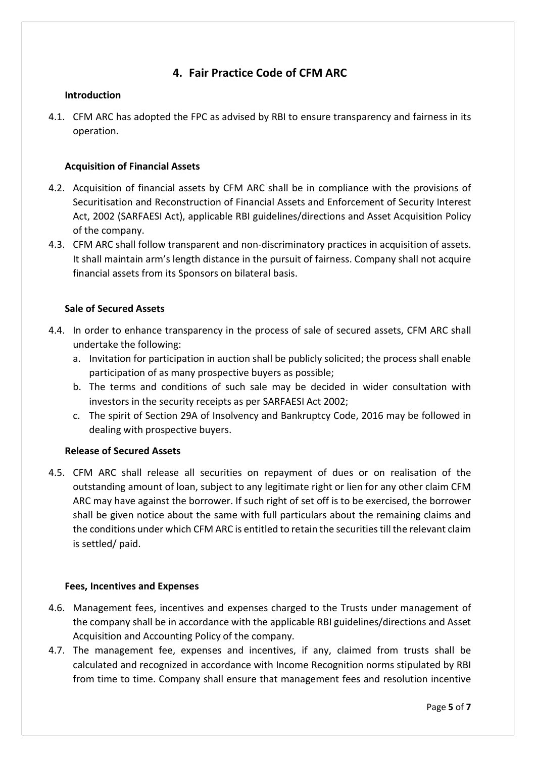## 4. Fair Practice Code of CFM ARC

### Introduction

4.1. CFM ARC has adopted the FPC as advised by RBI to ensure transparency and fairness in its operation.

### Acquisition of Financial Assets

4.2. Acquisition of financial assets by CFM ARC shall be in compliance with the provisions of Securitisation and Reconstruction of Financial Assets and Enforcement of Security Interest Act, 2002 (SARFAESI Act), applicable RBI guidelines/directions and Asset Acquisition Policy of the company.

4.3. CFM ARC shall follow transparent and non-discriminatory practices in acquisition of assets. It shall maintain arm's length distance in the pursuit of fairness. Company shall not acquire financial assets from its Sponsors on bilateral basis.

### Sale of Secured Assets

4.4. In order to enhance transparency in the process of sale of secured assets, CFM ARC shall undertake the following:

   a. Invitation for participation in auction shall be publicly solicited; the process shall enable participation of as many prospective buyers as possible;
   
   b. The terms and conditions of such sale may be decided in wider consultation with investors in the security receipts as per SARFAESI Act 2002;
   
   c. The spirit of Section 29A of Insolvency and Bankruptcy Code, 2016 may be followed in dealing with prospective buyers.

### Release of Secured Assets

4.5. CFM ARC shall release all securities on repayment of dues or on realisation of the outstanding amount of loan, subject to any legitimate right or lien for any other claim CFM ARC may have against the borrower. If such right of set off is to be exercised, the borrower shall be given notice about the same with full particulars about the remaining claims and the conditions under which CFM ARC is entitled to retain the securities till the relevant claim is settled/ paid.

### Fees, Incentives and Expenses

4.6. Management fees, incentives and expenses charged to the Trusts under management of the company shall be in accordance with the applicable RBI guidelines/directions and Asset Acquisition and Accounting Policy of the company.

4.7. The management fee, expenses and incentives, if any, claimed from trusts shall be calculated and recognized in accordance with Income Recognition norms stipulated by RBI from time to time. Company shall ensure that management fees and resolution incentive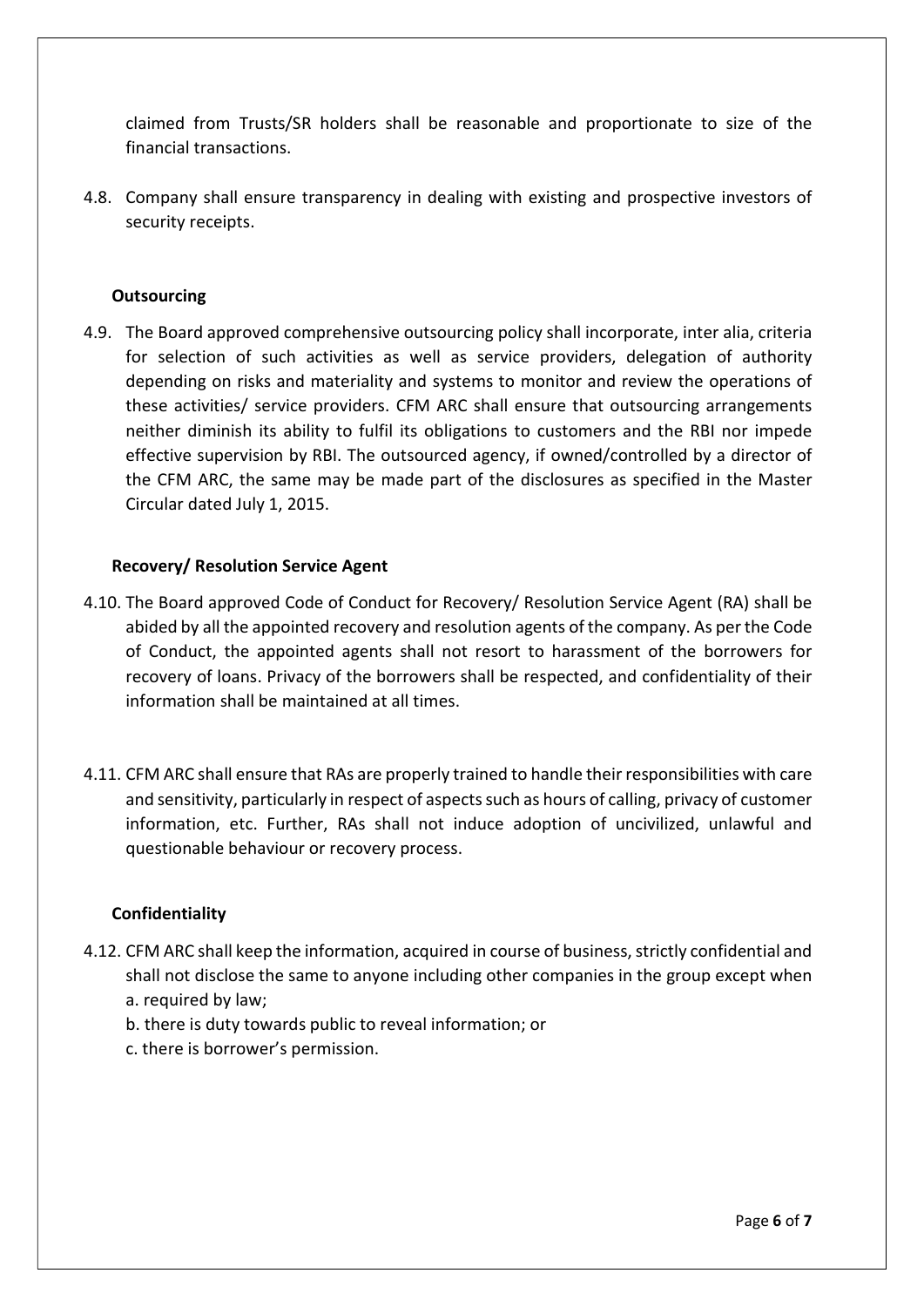claimed from Trusts/SR holders shall be reasonable and proportionate to size of the financial transactions.

4.8. Company shall ensure transparency in dealing with existing and prospective investors of security receipts.

**Outsourcing**

4.9. The Board approved comprehensive outsourcing policy shall incorporate, inter alia, criteria for selection of such activities as well as service providers, delegation of authority depending on risks and materiality and systems to monitor and review the operations of these activities/ service providers. CFM ARC shall ensure that outsourcing arrangements neither diminish its ability to fulfil its obligations to customers and the RBI nor impede effective supervision by RBI. The outsourced agency, if owned/controlled by a director of the CFM ARC, the same may be made part of the disclosures as specified in the Master Circular dated July 1, 2015.

**Recovery/ Resolution Service Agent**

4.10. The Board approved Code of Conduct for Recovery/ Resolution Service Agent (RA) shall be abided by all the appointed recovery and resolution agents of the company. As per the Code of Conduct, the appointed agents shall not resort to harassment of the borrowers for recovery of loans. Privacy of the borrowers shall be respected, and confidentiality of their information shall be maintained at all times.

4.11. CFM ARC shall ensure that RAs are properly trained to handle their responsibilities with care and sensitivity, particularly in respect of aspects such as hours of calling, privacy of customer information, etc. Further, RAs shall not induce adoption of uncivilized, unlawful and questionable behaviour or recovery process.

**Confidentiality**

4.12. CFM ARC shall keep the information, acquired in course of business, strictly confidential and shall not disclose the same to anyone including other companies in the group except when
a. required by law;
b. there is duty towards public to reveal information; or
c. there is borrower's permission.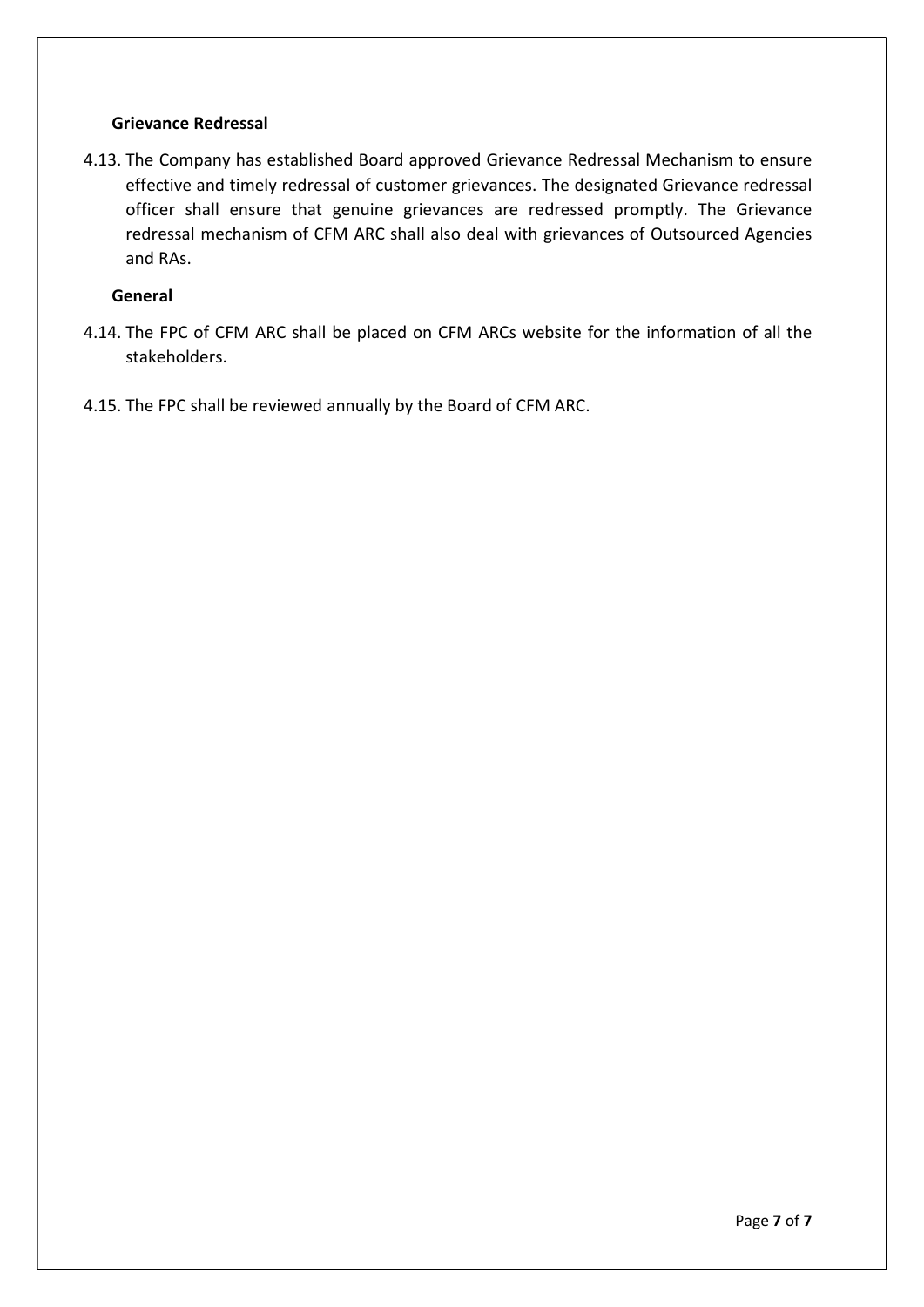### Grievance Redressal

4.13. The Company has established Board approved Grievance Redressal Mechanism to ensure effective and timely redressal of customer grievances. The designated Grievance redressal officer shall ensure that genuine grievances are redressed promptly. The Grievance redressal mechanism of CFM ARC shall also deal with grievances of Outsourced Agencies and RAs.

### General

4.14. The FPC of CFM ARC shall be placed on CFM ARCs website for the information of all the stakeholders.

4.15. The FPC shall be reviewed annually by the Board of CFM ARC.